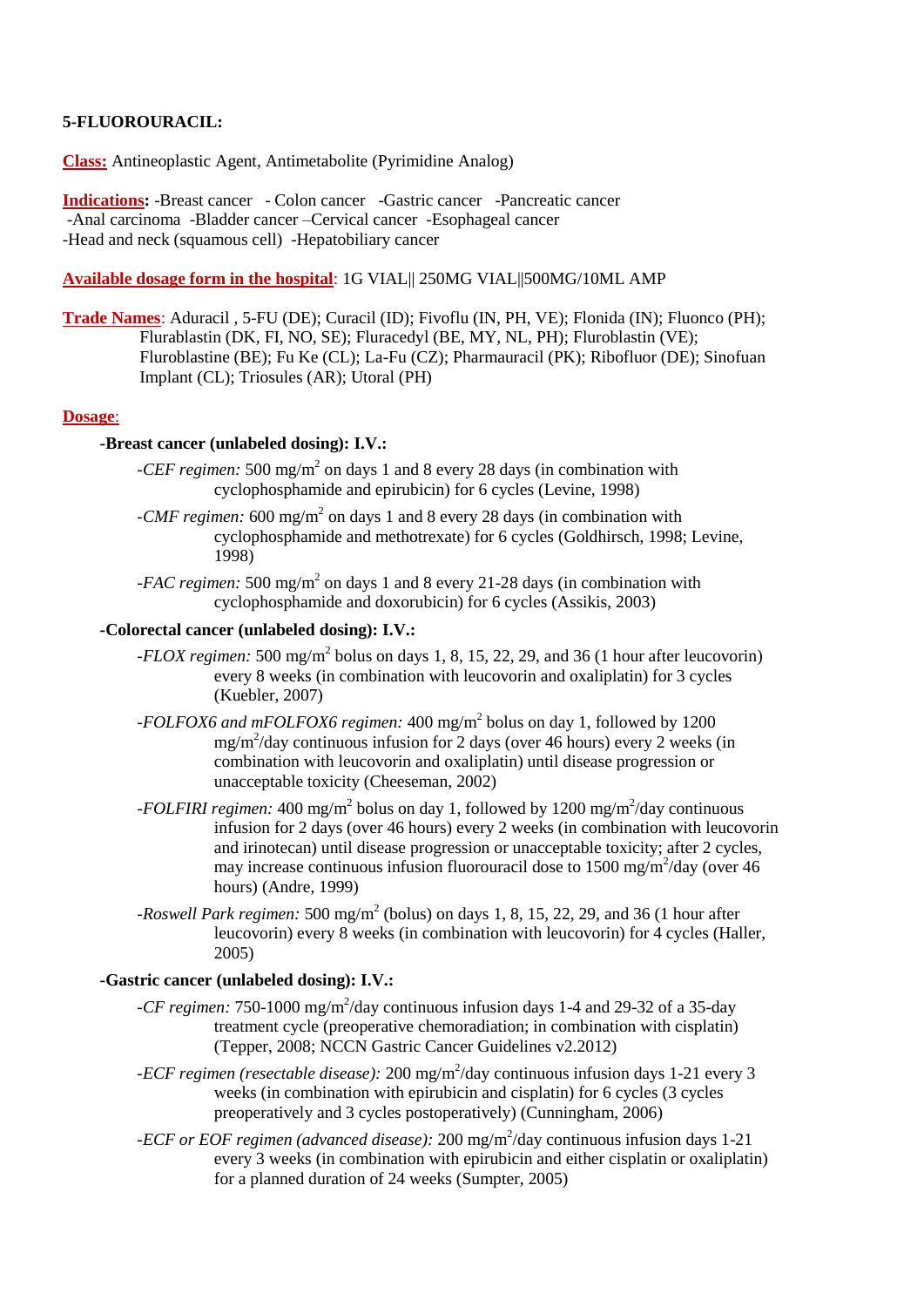**5-FLUOROURACIL:**

**Class:** Antineoplastic Agent, Antimetabolite (Pyrimidine Analog)

**Indications:** -Breast cancer - Colon cancer -Gastric cancer -Pancreatic cancer -Anal carcinoma -Bladder cancer –Cervical cancer -Esophageal cancer -Head and neck (squamous cell) -Hepatobiliary cancer

**Available dosage form in the hospital**: 1G VIAL|| 250MG VIAL||500MG/10ML AMP

**Trade Names**: Aduracil , 5-FU (DE); Curacil (ID); Fivoflu (IN, PH, VE); Flonida (IN); Fluonco (PH); Flurablastin (DK, FI, NO, SE); Fluracedyl (BE, MY, NL, PH); Fluroblastin (VE); Fluroblastine (BE); Fu Ke (CL); La-Fu (CZ); Pharmauracil (PK); Ribofluor (DE); Sinofuan Implant (CL); Triosules (AR); Utoral (PH)

**Dosage**:

**-Breast cancer (unlabeled dosing): I.V.:**

- *CEF regimen:* 500 mg/m$^2$ on days 1 and 8 every 28 days (in combination with cyclophosphamide and epirubicin) for 6 cycles (Levine, 1998)
- *CMF regimen:* 600 mg/m$^2$ on days 1 and 8 every 28 days (in combination with cyclophosphamide and methotrexate) for 6 cycles (Goldhirsch, 1998; Levine, 1998)
- *FAC regimen:* 500 mg/m$^2$ on days 1 and 8 every 21-28 days (in combination with cyclophosphamide and doxorubicin) for 6 cycles (Assikis, 2003)

**-Colorectal cancer (unlabeled dosing): I.V.:**

- *FLOX regimen:* 500 mg/m$^2$ bolus on days 1, 8, 15, 22, 29, and 36 (1 hour after leucovorin) every 8 weeks (in combination with leucovorin and oxaliplatin) for 3 cycles (Kuebler, 2007)
- *FOLFOX6 and mFOLFOX6 regimen:* 400 mg/m$^2$ bolus on day 1, followed by 1200 mg/m$^2$/day continuous infusion for 2 days (over 46 hours) every 2 weeks (in combination with leucovorin and oxaliplatin) until disease progression or unacceptable toxicity (Cheeseman, 2002)
- *FOLFIRI regimen:* 400 mg/m$^2$ bolus on day 1, followed by 1200 mg/m$^2$/day continuous infusion for 2 days (over 46 hours) every 2 weeks (in combination with leucovorin and irinotecan) until disease progression or unacceptable toxicity; after 2 cycles, may increase continuous infusion fluorouracil dose to 1500 mg/m$^2$/day (over 46 hours) (Andre, 1999)
- *Roswell Park regimen:* 500 mg/m$^2$ (bolus) on days 1, 8, 15, 22, 29, and 36 (1 hour after leucovorin) every 8 weeks (in combination with leucovorin) for 4 cycles (Haller, 2005)

**-Gastric cancer (unlabeled dosing): I.V.:**

- *CF regimen:* 750-1000 mg/m$^2$/day continuous infusion days 1-4 and 29-32 of a 35-day treatment cycle (preoperative chemoradiation; in combination with cisplatin) (Tepper, 2008; NCCN Gastric Cancer Guidelines v2.2012)
- *ECF regimen (resectable disease):* 200 mg/m$^2$/day continuous infusion days 1-21 every 3 weeks (in combination with epirubicin and cisplatin) for 6 cycles (3 cycles preoperatively and 3 cycles postoperatively) (Cunningham, 2006)
- *ECF or EOF regimen (advanced disease):* 200 mg/m$^2$/day continuous infusion days 1-21 every 3 weeks (in combination with epirubicin and either cisplatin or oxaliplatin) for a planned duration of 24 weeks (Sumpter, 2005)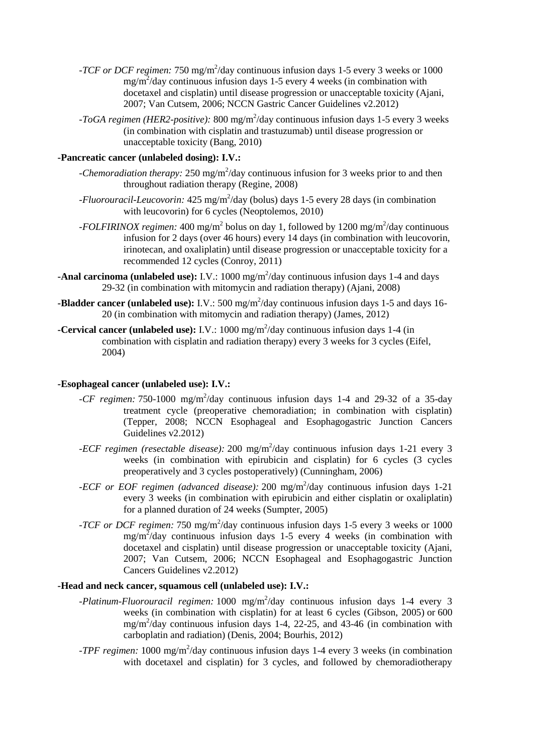-*TCF or DCF regimen:* 750 mg/m$^2$/day continuous infusion days 1-5 every 3 weeks or 1000 mg/m$^2$/day continuous infusion days 1-5 every 4 weeks (in combination with docetaxel and cisplatin) until disease progression or unacceptable toxicity (Ajani, 2007; Van Cutsem, 2006; NCCN Gastric Cancer Guidelines v2.2012)

-*ToGA regimen (HER2-positive):* 800 mg/m$^2$/day continuous infusion days 1-5 every 3 weeks (in combination with cisplatin and trastuzumab) until disease progression or unacceptable toxicity (Bang, 2010)

**-Pancreatic cancer (unlabeled dosing): I.V.:**

-*Chemoradiation therapy:* 250 mg/m$^2$/day continuous infusion for 3 weeks prior to and then throughout radiation therapy (Regine, 2008)

-*Fluorouracil-Leucovorin:* 425 mg/m$^2$/day (bolus) days 1-5 every 28 days (in combination with leucovorin) for 6 cycles (Neoptolemos, 2010)

-*FOLFIRINOX regimen:* 400 mg/m$^2$ bolus on day 1, followed by 1200 mg/m$^2$/day continuous infusion for 2 days (over 46 hours) every 14 days (in combination with leucovorin, irinotecan, and oxaliplatin) until disease progression or unacceptable toxicity for a recommended 12 cycles (Conroy, 2011)

**-Anal carcinoma (unlabeled use):** I.V.: 1000 mg/m$^2$/day continuous infusion days 1-4 and days 29-32 (in combination with mitomycin and radiation therapy) (Ajani, 2008)

**-Bladder cancer (unlabeled use):** I.V.: 500 mg/m$^2$/day continuous infusion days 1-5 and days 16-20 (in combination with mitomycin and radiation therapy) (James, 2012)

**-Cervical cancer (unlabeled use):** I.V.: 1000 mg/m$^2$/day continuous infusion days 1-4 (in combination with cisplatin and radiation therapy) every 3 weeks for 3 cycles (Eifel, 2004)

**-Esophageal cancer (unlabeled use): I.V.:**

-*CF regimen:* 750-1000 mg/m$^2$/day continuous infusion days 1-4 and 29-32 of a 35-day treatment cycle (preoperative chemoradiation; in combination with cisplatin) (Tepper, 2008; NCCN Esophageal and Esophagogastric Junction Cancers Guidelines v2.2012)

-*ECF regimen (resectable disease):* 200 mg/m$^2$/day continuous infusion days 1-21 every 3 weeks (in combination with epirubicin and cisplatin) for 6 cycles (3 cycles preoperatively and 3 cycles postoperatively) (Cunningham, 2006)

-*ECF or EOF regimen (advanced disease):* 200 mg/m$^2$/day continuous infusion days 1-21 every 3 weeks (in combination with epirubicin and either cisplatin or oxaliplatin) for a planned duration of 24 weeks (Sumpter, 2005)

-*TCF or DCF regimen:* 750 mg/m$^2$/day continuous infusion days 1-5 every 3 weeks or 1000 mg/m$^2$/day continuous infusion days 1-5 every 4 weeks (in combination with docetaxel and cisplatin) until disease progression or unacceptable toxicity (Ajani, 2007; Van Cutsem, 2006; NCCN Esophageal and Esophagogastric Junction Cancers Guidelines v2.2012)

**-Head and neck cancer, squamous cell (unlabeled use): I.V.:**

-*Platinum-Fluorouracil regimen:* 1000 mg/m$^2$/day continuous infusion days 1-4 every 3 weeks (in combination with cisplatin) for at least 6 cycles (Gibson, 2005) or 600 mg/m$^2$/day continuous infusion days 1-4, 22-25, and 43-46 (in combination with carboplatin and radiation) (Denis, 2004; Bourhis, 2012)

-*TPF regimen:* 1000 mg/m$^2$/day continuous infusion days 1-4 every 3 weeks (in combination with docetaxel and cisplatin) for 3 cycles, and followed by chemoradiotherapy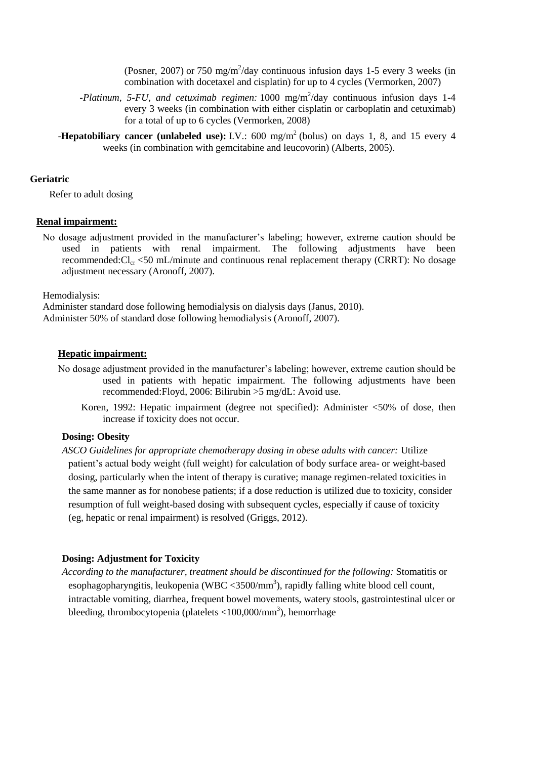(Posner, 2007) or 750 mg/m$^2$/day continuous infusion days 1-5 every 3 weeks (in combination with docetaxel and cisplatin) for up to 4 cycles (Vermorken, 2007)

-*Platinum, 5-FU, and cetuximab regimen:* 1000 mg/m$^2$/day continuous infusion days 1-4 every 3 weeks (in combination with either cisplatin or carboplatin and cetuximab) for a total of up to 6 cycles (Vermorken, 2008)

-**Hepatobiliary cancer (unlabeled use):** I.V.: 600 mg/m$^2$ (bolus) on days 1, 8, and 15 every 4 weeks (in combination with gemcitabine and leucovorin) (Alberts, 2005).

**Geriatric**

Refer to adult dosing

**Renal impairment:**

No dosage adjustment provided in the manufacturer's labeling; however, extreme caution should be used in patients with renal impairment. The following adjustments have been recommended:$Cl_{cr}$ <50 mL/minute and continuous renal replacement therapy (CRRT): No dosage adjustment necessary (Aronoff, 2007).

Hemodialysis:

Administer standard dose following hemodialysis on dialysis days (Janus, 2010).

Administer 50% of standard dose following hemodialysis (Aronoff, 2007).

**Hepatic impairment:**

No dosage adjustment provided in the manufacturer's labeling; however, extreme caution should be used in patients with hepatic impairment. The following adjustments have been recommended:Floyd, 2006: Bilirubin >5 mg/dL: Avoid use.

Koren, 1992: Hepatic impairment (degree not specified): Administer <50% of dose, then increase if toxicity does not occur.

**Dosing: Obesity**

*ASCO Guidelines for appropriate chemotherapy dosing in obese adults with cancer:* Utilize patient's actual body weight (full weight) for calculation of body surface area- or weight-based dosing, particularly when the intent of therapy is curative; manage regimen-related toxicities in the same manner as for nonobese patients; if a dose reduction is utilized due to toxicity, consider resumption of full weight-based dosing with subsequent cycles, especially if cause of toxicity (eg, hepatic or renal impairment) is resolved (Griggs, 2012).

**Dosing: Adjustment for Toxicity**

*According to the manufacturer, treatment should be discontinued for the following:* Stomatitis or esophagopharyngitis, leukopenia (WBC <3500/mm$^3$), rapidly falling white blood cell count, intractable vomiting, diarrhea, frequent bowel movements, watery stools, gastrointestinal ulcer or bleeding, thrombocytopenia (platelets <100,000/mm$^3$), hemorrhage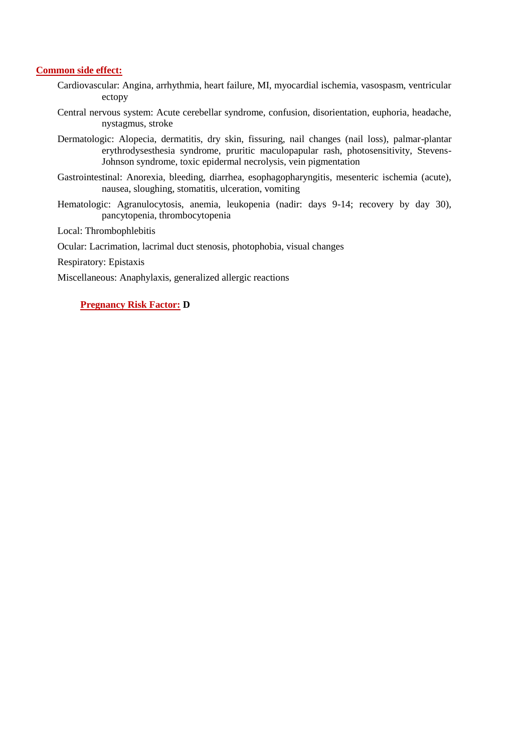**Common side effect:**

Cardiovascular: Angina, arrhythmia, heart failure, MI, myocardial ischemia, vasospasm, ventricular ectopy

Central nervous system: Acute cerebellar syndrome, confusion, disorientation, euphoria, headache, nystagmus, stroke

Dermatologic: Alopecia, dermatitis, dry skin, fissuring, nail changes (nail loss), palmar-plantar erythrodysesthesia syndrome, pruritic maculopapular rash, photosensitivity, Stevens-Johnson syndrome, toxic epidermal necrolysis, vein pigmentation

Gastrointestinal: Anorexia, bleeding, diarrhea, esophagopharyngitis, mesenteric ischemia (acute), nausea, sloughing, stomatitis, ulceration, vomiting

Hematologic: Agranulocytosis, anemia, leukopenia (nadir: days 9-14; recovery by day 30), pancytopenia, thrombocytopenia

Local: Thrombophlebitis

Ocular: Lacrimation, lacrimal duct stenosis, photophobia, visual changes

Respiratory: Epistaxis

Miscellaneous: Anaphylaxis, generalized allergic reactions

**Pregnancy Risk Factor:** **D**